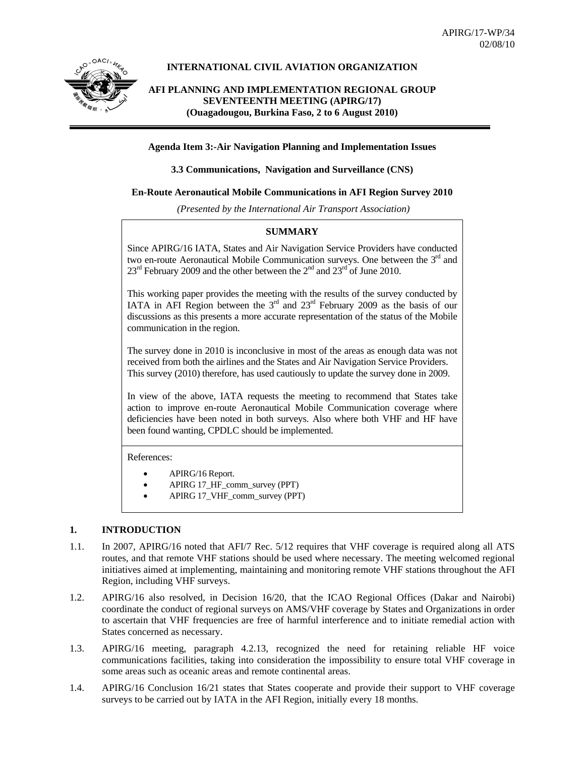APIRG/17-WP/34
02/08/10

**INTERNATIONAL CIVIL AVIATION ORGANIZATION**

**AFI PLANNING AND IMPLEMENTATION REGIONAL GROUP SEVENTEENTH MEETING (APIRG/17)**
**(Ouagadougou, Burkina Faso, 2 to 6 August 2010)**

---

**Agenda Item 3:-Air Navigation Planning and Implementation Issues**

**3.3 Communications, Navigation and Surveillance (CNS)**

**En-Route Aeronautical Mobile Communications in AFI Region Survey 2010**

*(Presented by the International Air Transport Association)*

**SUMMARY**

Since APIRG/16 IATA, States and Air Navigation Service Providers have conducted two en-route Aeronautical Mobile Communication surveys. One between the 3rd and 23rd February 2009 and the other between the 2nd and 23rd of June 2010.

This working paper provides the meeting with the results of the survey conducted by IATA in AFI Region between the 3rd and 23rd February 2009 as the basis of our discussions as this presents a more accurate representation of the status of the Mobile communication in the region.

The survey done in 2010 is inconclusive in most of the areas as enough data was not received from both the airlines and the States and Air Navigation Service Providers. This survey (2010) therefore, has used cautiously to update the survey done in 2009.

In view of the above, IATA requests the meeting to recommend that States take action to improve en-route Aeronautical Mobile Communication coverage where deficiencies have been noted in both surveys. Also where both VHF and HF have been found wanting, CPDLC should be implemented.

References:

- APIRG/16 Report.
- APIRG 17_HF_comm_survey (PPT)
- APIRG 17_VHF_comm_survey (PPT)

## 1. INTRODUCTION

1.1. In 2007, APIRG/16 noted that AFI/7 Rec. 5/12 requires that VHF coverage is required along all ATS routes, and that remote VHF stations should be used where necessary. The meeting welcomed regional initiatives aimed at implementing, maintaining and monitoring remote VHF stations throughout the AFI Region, including VHF surveys.

1.2. APIRG/16 also resolved, in Decision 16/20, that the ICAO Regional Offices (Dakar and Nairobi) coordinate the conduct of regional surveys on AMS/VHF coverage by States and Organizations in order to ascertain that VHF frequencies are free of harmful interference and to initiate remedial action with States concerned as necessary.

1.3. APIRG/16 meeting, paragraph 4.2.13, recognized the need for retaining reliable HF voice communications facilities, taking into consideration the impossibility to ensure total VHF coverage in some areas such as oceanic areas and remote continental areas.

1.4. APIRG/16 Conclusion 16/21 states that States cooperate and provide their support to VHF coverage surveys to be carried out by IATA in the AFI Region, initially every 18 months.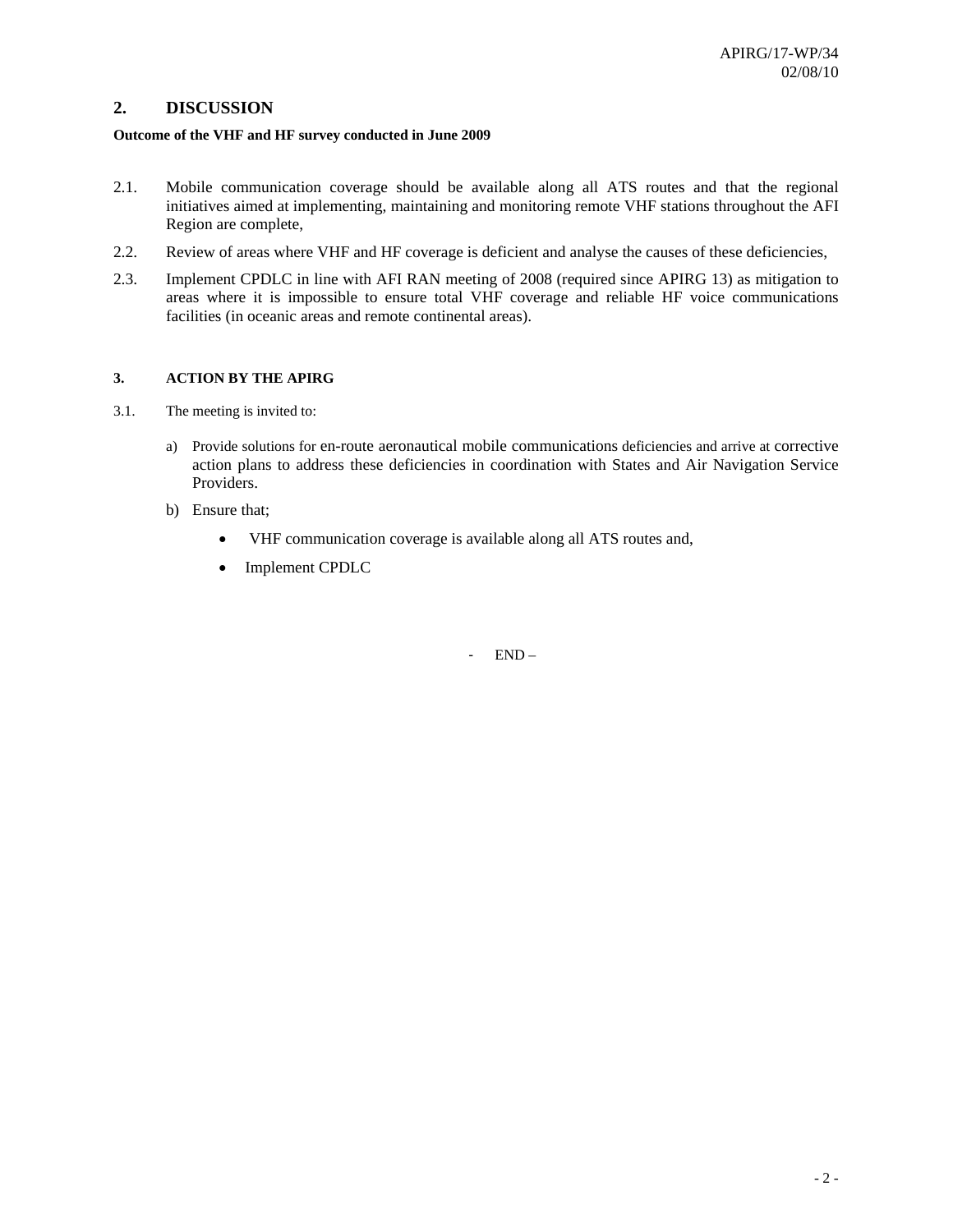## 2. DISCUSSION

**Outcome of the VHF and HF survey conducted in June 2009**

2.1. Mobile communication coverage should be available along all ATS routes and that the regional initiatives aimed at implementing, maintaining and monitoring remote VHF stations throughout the AFI Region are complete,

2.2. Review of areas where VHF and HF coverage is deficient and analyse the causes of these deficiencies,

2.3. Implement CPDLC in line with AFI RAN meeting of 2008 (required since APIRG 13) as mitigation to areas where it is impossible to ensure total VHF coverage and reliable HF voice communications facilities (in oceanic areas and remote continental areas).

### 3. ACTION BY THE APIRG

3.1. The meeting is invited to:

a) Provide solutions for en-route aeronautical mobile communications deficiencies and arrive at corrective action plans to address these deficiencies in coordination with States and Air Navigation Service Providers.

b) Ensure that;

- VHF communication coverage is available along all ATS routes and,
- Implement CPDLC

- END –